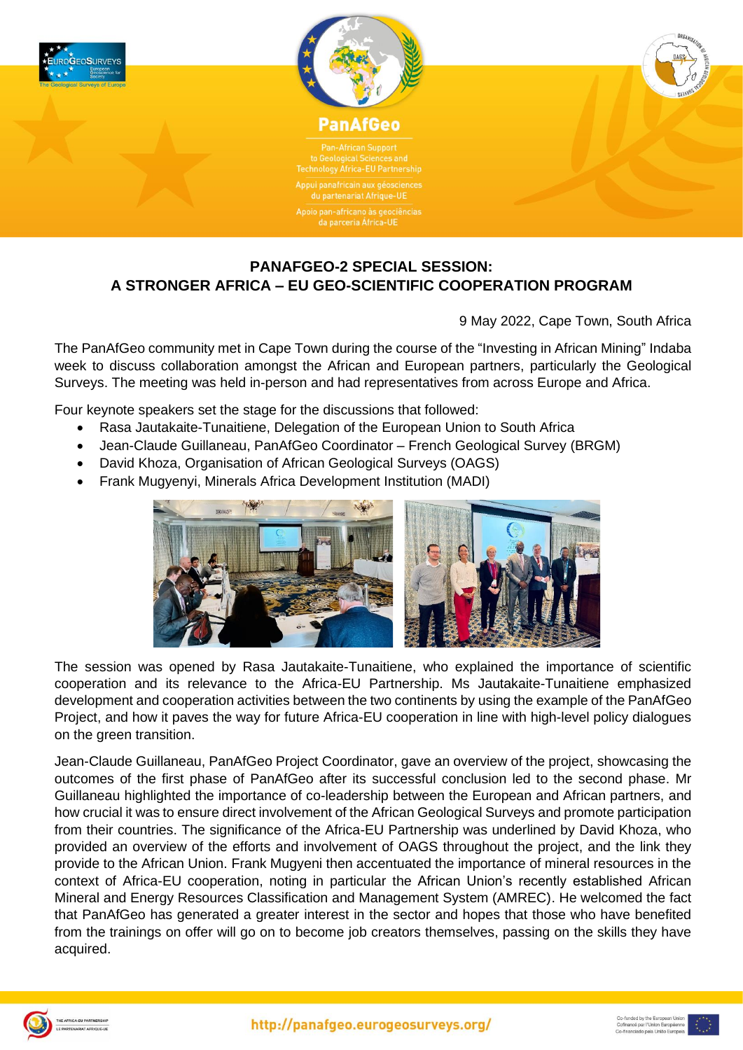PanAfGeo

Pan-African Support to Geological Sciences and Technology Africa-EU Partnership

Appui panafricain aux géosciences du partenariat Afrique-UE

Apoio pan-africano às geociências da parceria África-UE

# PANAFGEO-2 SPECIAL SESSION: A STRONGER AFRICA – EU GEO-SCIENTIFIC COOPERATION PROGRAM

9 May 2022, Cape Town, South Africa

The PanAfGeo community met in Cape Town during the course of the "Investing in African Mining" Indaba week to discuss collaboration amongst the African and European partners, particularly the Geological Surveys. The meeting was held in-person and had representatives from across Europe and Africa.

Four keynote speakers set the stage for the discussions that followed:

- Rasa Jautakaite-Tunaitiene, Delegation of the European Union to South Africa
- Jean-Claude Guillaneau, PanAfGeo Coordinator – French Geological Survey (BRGM)
- David Khoza, Organisation of African Geological Surveys (OAGS)
- Frank Mugyenyi, Minerals Africa Development Institution (MADI)

The session was opened by Rasa Jautakaite-Tunaitiene, who explained the importance of scientific cooperation and its relevance to the Africa-EU Partnership. Ms Jautakaite-Tunaitiene emphasized development and cooperation activities between the two continents by using the example of the PanAfGeo Project, and how it paves the way for future Africa-EU cooperation in line with high-level policy dialogues on the green transition.

Jean-Claude Guillaneau, PanAfGeo Project Coordinator, gave an overview of the project, showcasing the outcomes of the first phase of PanAfGeo after its successful conclusion led to the second phase. Mr Guillaneau highlighted the importance of co-leadership between the European and African partners, and how crucial it was to ensure direct involvement of the African Geological Surveys and promote participation from their countries. The significance of the Africa-EU Partnership was underlined by David Khoza, who provided an overview of the efforts and involvement of OAGS throughout the project, and the link they provide to the African Union. Frank Mugyeni then accentuated the importance of mineral resources in the context of Africa-EU cooperation, noting in particular the African Union's recently established African Mineral and Energy Resources Classification and Management System (AMREC). He welcomed the fact that PanAfGeo has generated a greater interest in the sector and hopes that those who have benefited from the trainings on offer will go on to become job creators themselves, passing on the skills they have acquired.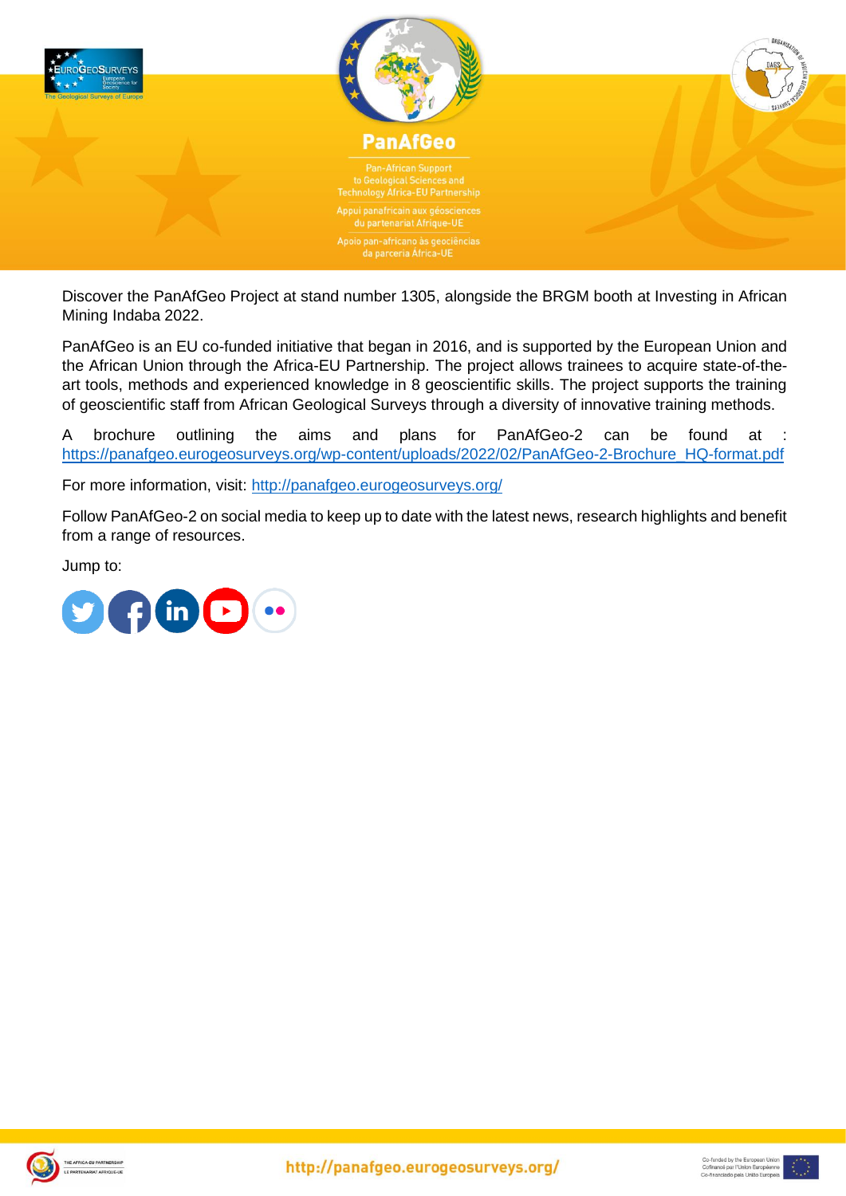Discover the PanAfGeo Project at stand number 1305, alongside the BRGM booth at Investing in African Mining Indaba 2022.

PanAfGeo is an EU co-funded initiative that began in 2016, and is supported by the European Union and the African Union through the Africa-EU Partnership. The project allows trainees to acquire state-of-the-art tools, methods and experienced knowledge in 8 geoscientific skills. The project supports the training of geoscientific staff from African Geological Surveys through a diversity of innovative training methods.

A brochure outlining the aims and plans for PanAfGeo-2 can be found at : https://panafgeo.eurogeosurveys.org/wp-content/uploads/2022/02/PanAfGeo-2-Brochure_HQ-format.pdf

For more information, visit: http://panafgeo.eurogeosurveys.org/

Follow PanAfGeo-2 on social media to keep up to date with the latest news, research highlights and benefit from a range of resources.

Jump to: